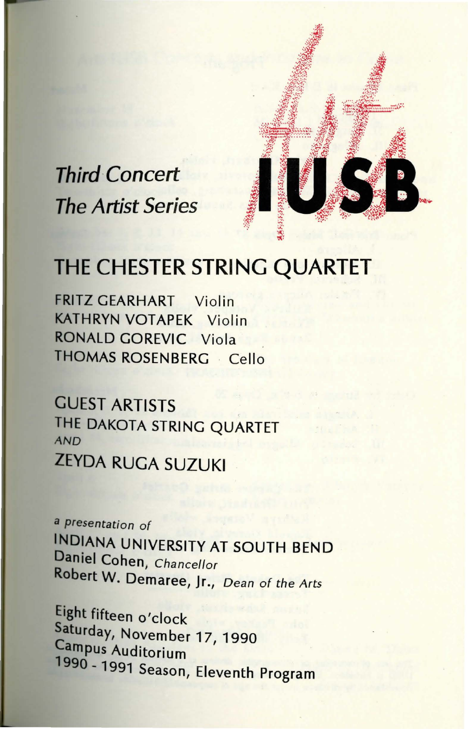*Third Concert*
*The Artist Series*

Arts IUSB

# THE CHESTER STRING QUARTET

FRITZ GEARHART Violin
KATHRYN VOTAPEK Violin
RONALD GOREVIC Viola
THOMAS ROSENBERG Cello

## GUEST ARTISTS

THE DAKOTA STRING QUARTET

*AND*

ZEYDA RUGA SUZUKI

*a presentation of*

INDIANA UNIVERSITY AT SOUTH BEND
Daniel Cohen, *Chancellor*
Robert W. Demaree, Jr., *Dean of the Arts*

Eight fifteen o'clock
Saturday, November 17, 1990
Campus Auditorium
1990 - 1991 Season, Eleventh Program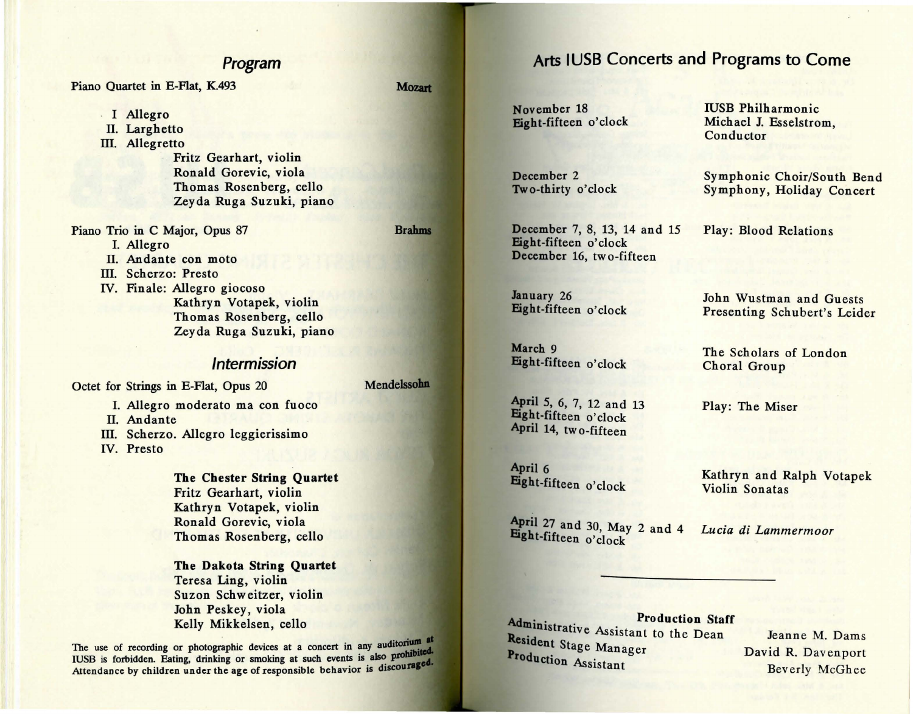## Program

Piano Quartet in E-Flat, K.493 — **Mozart**

I Allegro
II. Larghetto
III. Allegretto

Fritz Gearhart, violin
Ronald Gorevic, viola
Thomas Rosenberg, cello
Zeyda Ruga Suzuki, piano

Piano Trio in C Major, Opus 87 — **Brahms**

I. Allegro
II. Andante con moto
III. Scherzo: Presto
IV. Finale: Allegro giocoso

Kathryn Votapek, violin
Thomas Rosenberg, cello
Zeyda Ruga Suzuki, piano

## Intermission

Octet for Strings in E-Flat, Opus 20 — **Mendelssohn**

I. Allegro moderato ma con fuoco
II. Andante
III. Scherzo. Allegro leggierissimo
IV. Presto

**The Chester String Quartet**
Fritz Gearhart, violin
Kathryn Votapek, violin
Ronald Gorevic, viola
Thomas Rosenberg, cello

**The Dakota String Quartet**
Teresa Ling, violin
Suzon Schweitzer, violin
John Peskey, viola
Kelly Mikkelsen, cello

The use of recording or photographic devices at a concert in any auditorium at IUSB is forbidden. Eating, drinking or smoking at such events is also prohibited. Attendance by children under the age of responsible behavior is discouraged.

## Arts IUSB Concerts and Programs to Come

| | |
|---|---|
| November 18<br>Eight-fifteen o'clock | IUSB Philharmonic<br>Michael J. Esselstrom, Conductor |
| December 2<br>Two-thirty o'clock | Symphonic Choir/South Bend Symphony, Holiday Concert |
| December 7, 8, 13, 14 and 15<br>Eight-fifteen o'clock<br>December 16, two-fifteen | Play: Blood Relations |
| January 26<br>Eight-fifteen o'clock | John Wustman and Guests Presenting Schubert's Leider |
| March 9<br>Eight-fifteen o'clock | The Scholars of London Choral Group |
| April 5, 6, 7, 12 and 13<br>Eight-fifteen o'clock<br>April 14, two-fifteen | Play: The Miser |
| April 6<br>Eight-fifteen o'clock | Kathryn and Ralph Votapek Violin Sonatas |
| April 27 and 30, May 2 and 4<br>Eight-fifteen o'clock | *Lucia di Lammermoor* |

### Production Staff

| | |
|---|---|
| Administrative Assistant to the Dean | Jeanne M. Dams |
| Resident Stage Manager | David R. Davenport |
| Production Assistant | Beverly McGhee |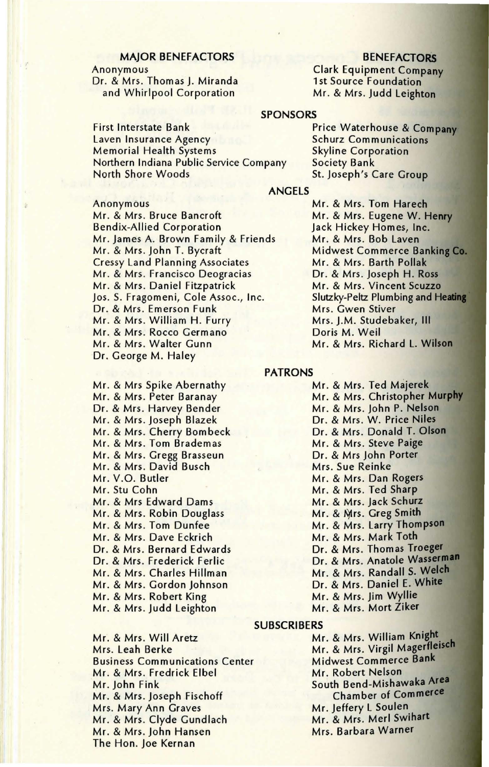## MAJOR BENEFACTORS

Anonymous
Dr. & Mrs. Thomas J. Miranda and Whirlpool Corporation

## BENEFACTORS

Clark Equipment Company
1st Source Foundation
Mr. & Mrs. Judd Leighton

## SPONSORS

First Interstate Bank
Laven Insurance Agency
Memorial Health Systems
Northern Indiana Public Service Company
North Shore Woods
Price Waterhouse & Company
Schurz Communications
Skyline Corporation
Society Bank
St. Joseph's Care Group

## ANGELS

Anonymous
Mr. & Mrs. Bruce Bancroft
Bendix-Allied Corporation
Mr. James A. Brown Family & Friends
Mr. & Mrs. John T. Bycraft
Cressy Land Planning Associates
Mr. & Mrs. Francisco Deogracias
Mr. & Mrs. Daniel Fitzpatrick
Jos. S. Fragomeni, Cole Assoc., Inc.
Dr. & Mrs. Emerson Funk
Mr. & Mrs. William H. Furry
Mr. & Mrs. Rocco Germano
Mr. & Mrs. Walter Gunn
Dr. George M. Haley
Mr. & Mrs. Tom Harech
Mr. & Mrs. Eugene W. Henry
Jack Hickey Homes, Inc.
Mr. & Mrs. Bob Laven
Midwest Commerce Banking Co.
Mr. & Mrs. Barth Pollak
Dr. & Mrs. Joseph H. Ross
Mr. & Mrs. Vincent Scuzzo
Slutzky-Peltz Plumbing and Heating
Mrs. Gwen Stiver
Mrs. J.M. Studebaker, III
Doris M. Weil
Mr. & Mrs. Richard L. Wilson

## PATRONS

Mr. & Mrs Spike Abernathy
Mr. & Mrs. Peter Baranay
Dr. & Mrs. Harvey Bender
Mr. & Mrs. Joseph Blazek
Mr. & Mrs. Cherry Bombeck
Mr. & Mrs. Tom Brademas
Mr. & Mrs. Gregg Brasseun
Mr. & Mrs. David Busch
Mr. V.O. Butler
Mr. Stu Cohn
Mr. & Mrs Edward Dams
Mr. & Mrs. Robin Douglass
Mr. & Mrs. Tom Dunfee
Mr. & Mrs. Dave Eckrich
Dr. & Mrs. Bernard Edwards
Dr. & Mrs. Frederick Ferlic
Mr. & Mrs. Charles Hillman
Mr. & Mrs. Gordon Johnson
Mr. & Mrs. Robert King
Mr. & Mrs. Judd Leighton
Mr. & Mrs. Ted Majerek
Mr. & Mrs. Christopher Murphy
Mr. & Mrs. John P. Nelson
Dr. & Mrs. W. Price Niles
Dr. & Mrs. Donald T. Olson
Mr. & Mrs. Steve Paige
Dr. & Mrs John Porter
Mrs. Sue Reinke
Mr. & Mrs. Dan Rogers
Mr. & Mrs. Ted Sharp
Mr. & Mrs. Jack Schurz
Mr. & Mrs. Greg Smith
Mr. & Mrs. Larry Thompson
Mr. & Mrs. Mark Toth
Dr. & Mrs. Thomas Troeger
Dr. & Mrs. Anatole Wasserman
Mr. & Mrs. Randall S. Welch
Dr. & Mrs. Daniel E. White
Mr. & Mrs. Jim Wyllie
Mr. & Mrs. Mort Ziker

## SUBSCRIBERS

Mr. & Mrs. Will Aretz
Mrs. Leah Berke
Business Communications Center
Mr. & Mrs. Fredrick Elbel
Mr. John Fink
Mr. & Mrs. Joseph Fischoff
Mrs. Mary Ann Graves
Mr. & Mrs. Clyde Gundlach
Mr. & Mrs. John Hansen
The Hon. Joe Kernan
Mr. & Mrs. William Knight
Mr. & Mrs. Virgil Magerfleisch
Midwest Commerce Bank
Mr. Robert Nelson
South Bend-Mishawaka Area Chamber of Commerce
Mr. Jeffery L Soulen
Mr. & Mrs. Merl Swihart
Mrs. Barbara Warner